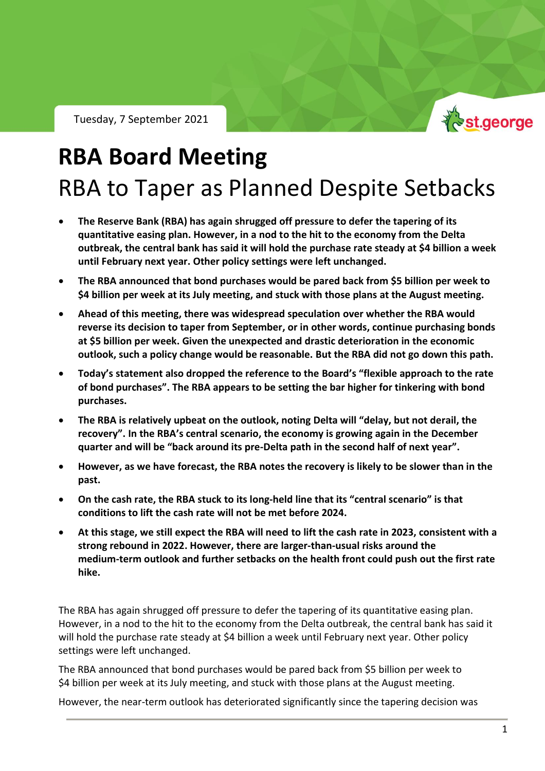Tuesday, 7 September 2021

# RBA Board Meeting

## RBA to Taper as Planned Despite Setbacks

- **The Reserve Bank (RBA) has again shrugged off pressure to defer the tapering of its quantitative easing plan. However, in a nod to the hit to the economy from the Delta outbreak, the central bank has said it will hold the purchase rate steady at $4 billion a week until February next year. Other policy settings were left unchanged.**
- **The RBA announced that bond purchases would be pared back from $5 billion per week to $4 billion per week at its July meeting, and stuck with those plans at the August meeting.**
- **Ahead of this meeting, there was widespread speculation over whether the RBA would reverse its decision to taper from September, or in other words, continue purchasing bonds at $5 billion per week. Given the unexpected and drastic deterioration in the economic outlook, such a policy change would be reasonable. But the RBA did not go down this path.**
- **Today's statement also dropped the reference to the Board's "flexible approach to the rate of bond purchases". The RBA appears to be setting the bar higher for tinkering with bond purchases.**
- **The RBA is relatively upbeat on the outlook, noting Delta will "delay, but not derail, the recovery". In the RBA's central scenario, the economy is growing again in the December quarter and will be "back around its pre-Delta path in the second half of next year".**
- **However, as we have forecast, the RBA notes the recovery is likely to be slower than in the past.**
- **On the cash rate, the RBA stuck to its long-held line that its "central scenario" is that conditions to lift the cash rate will not be met before 2024.**
- **At this stage, we still expect the RBA will need to lift the cash rate in 2023, consistent with a strong rebound in 2022. However, there are larger-than-usual risks around the medium-term outlook and further setbacks on the health front could push out the first rate hike.**

The RBA has again shrugged off pressure to defer the tapering of its quantitative easing plan. However, in a nod to the hit to the economy from the Delta outbreak, the central bank has said it will hold the purchase rate steady at $4 billion a week until February next year. Other policy settings were left unchanged.

The RBA announced that bond purchases would be pared back from $5 billion per week to $4 billion per week at its July meeting, and stuck with those plans at the August meeting.

However, the near-term outlook has deteriorated significantly since the tapering decision was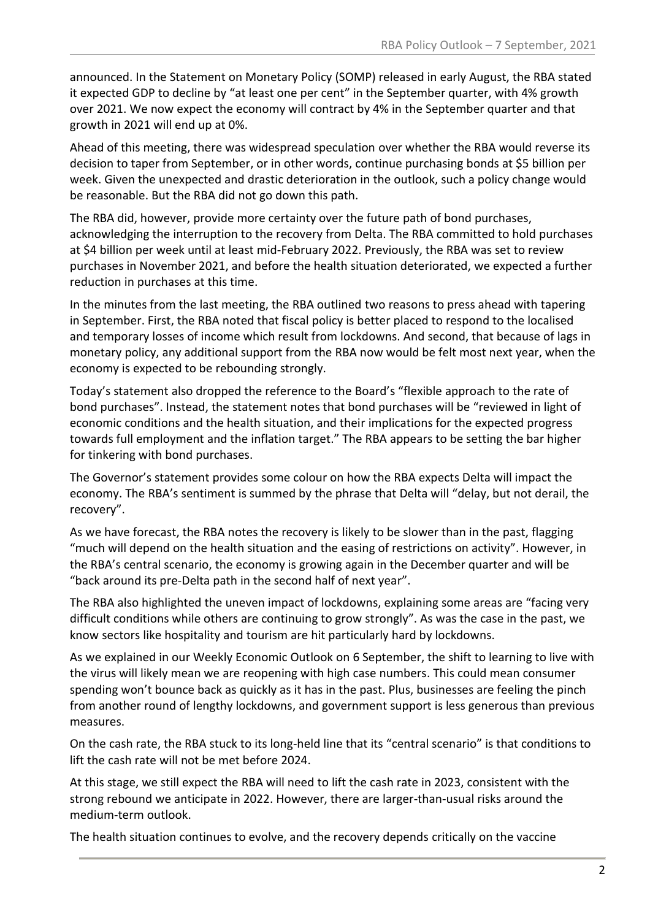announced. In the Statement on Monetary Policy (SOMP) released in early August, the RBA stated it expected GDP to decline by "at least one per cent" in the September quarter, with 4% growth over 2021. We now expect the economy will contract by 4% in the September quarter and that growth in 2021 will end up at 0%.

Ahead of this meeting, there was widespread speculation over whether the RBA would reverse its decision to taper from September, or in other words, continue purchasing bonds at $5 billion per week. Given the unexpected and drastic deterioration in the outlook, such a policy change would be reasonable. But the RBA did not go down this path.

The RBA did, however, provide more certainty over the future path of bond purchases, acknowledging the interruption to the recovery from Delta. The RBA committed to hold purchases at $4 billion per week until at least mid-February 2022. Previously, the RBA was set to review purchases in November 2021, and before the health situation deteriorated, we expected a further reduction in purchases at this time.

In the minutes from the last meeting, the RBA outlined two reasons to press ahead with tapering in September. First, the RBA noted that fiscal policy is better placed to respond to the localised and temporary losses of income which result from lockdowns. And second, that because of lags in monetary policy, any additional support from the RBA now would be felt most next year, when the economy is expected to be rebounding strongly.

Today's statement also dropped the reference to the Board's "flexible approach to the rate of bond purchases". Instead, the statement notes that bond purchases will be "reviewed in light of economic conditions and the health situation, and their implications for the expected progress towards full employment and the inflation target." The RBA appears to be setting the bar higher for tinkering with bond purchases.

The Governor's statement provides some colour on how the RBA expects Delta will impact the economy. The RBA's sentiment is summed by the phrase that Delta will "delay, but not derail, the recovery".

As we have forecast, the RBA notes the recovery is likely to be slower than in the past, flagging "much will depend on the health situation and the easing of restrictions on activity". However, in the RBA's central scenario, the economy is growing again in the December quarter and will be "back around its pre-Delta path in the second half of next year".

The RBA also highlighted the uneven impact of lockdowns, explaining some areas are "facing very difficult conditions while others are continuing to grow strongly". As was the case in the past, we know sectors like hospitality and tourism are hit particularly hard by lockdowns.

As we explained in our Weekly Economic Outlook on 6 September, the shift to learning to live with the virus will likely mean we are reopening with high case numbers. This could mean consumer spending won't bounce back as quickly as it has in the past. Plus, businesses are feeling the pinch from another round of lengthy lockdowns, and government support is less generous than previous measures.

On the cash rate, the RBA stuck to its long-held line that its "central scenario" is that conditions to lift the cash rate will not be met before 2024.

At this stage, we still expect the RBA will need to lift the cash rate in 2023, consistent with the strong rebound we anticipate in 2022. However, there are larger-than-usual risks around the medium-term outlook.

The health situation continues to evolve, and the recovery depends critically on the vaccine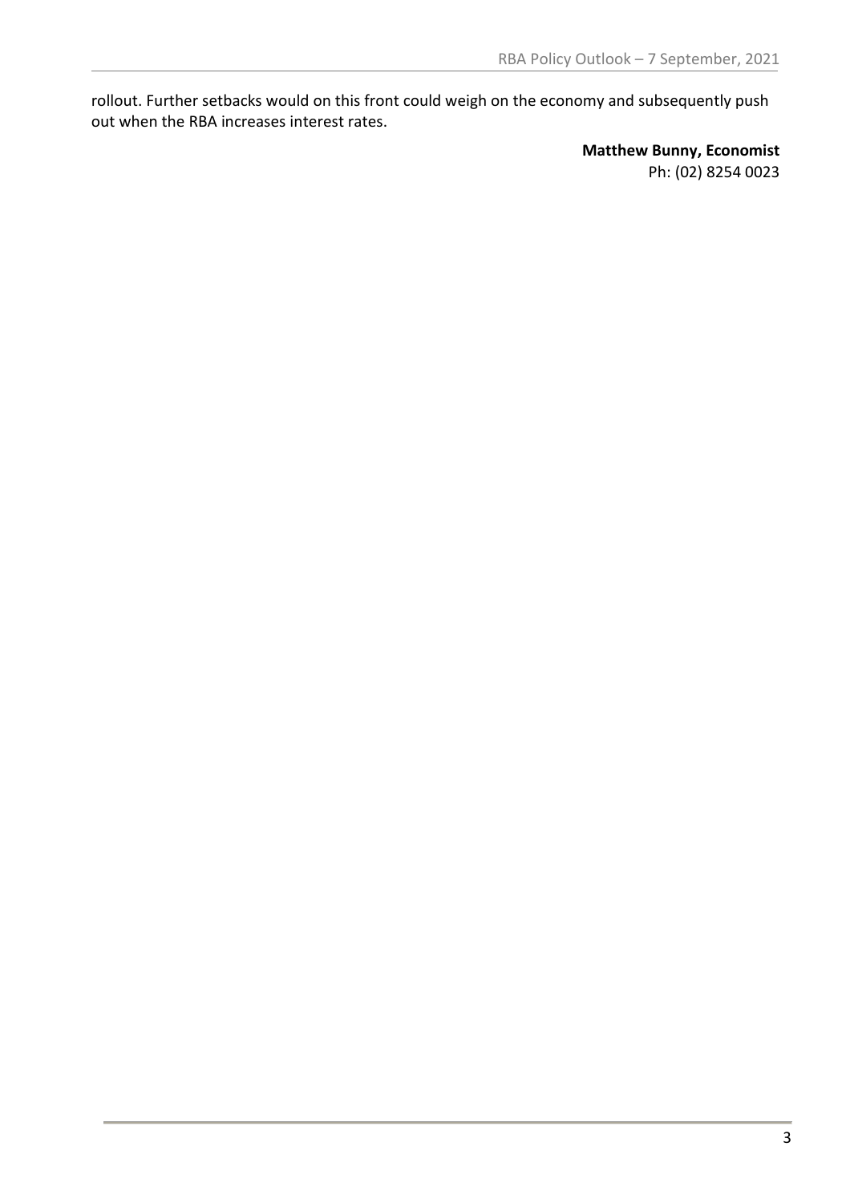rollout. Further setbacks would on this front could weigh on the economy and subsequently push out when the RBA increases interest rates.

**Matthew Bunny, Economist**
Ph: (02) 8254 0023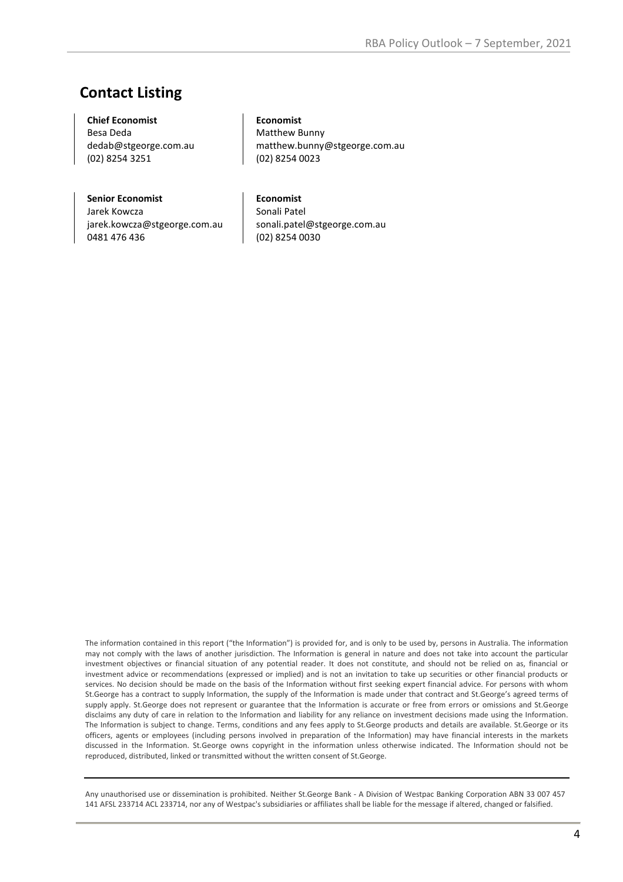## Contact Listing

**Chief Economist**
Besa Deda
dedab@stgeorge.com.au
(02) 8254 3251

**Economist**
Matthew Bunny
matthew.bunny@stgeorge.com.au
(02) 8254 0023

**Senior Economist**
Jarek Kowcza
jarek.kowcza@stgeorge.com.au
0481 476 436

**Economist**
Sonali Patel
sonali.patel@stgeorge.com.au
(02) 8254 0030

The information contained in this report ("the Information") is provided for, and is only to be used by, persons in Australia. The information may not comply with the laws of another jurisdiction. The Information is general in nature and does not take into account the particular investment objectives or financial situation of any potential reader. It does not constitute, and should not be relied on as, financial or investment advice or recommendations (expressed or implied) and is not an invitation to take up securities or other financial products or services. No decision should be made on the basis of the Information without first seeking expert financial advice. For persons with whom St.George has a contract to supply Information, the supply of the Information is made under that contract and St.George's agreed terms of supply apply. St.George does not represent or guarantee that the Information is accurate or free from errors or omissions and St.George disclaims any duty of care in relation to the Information and liability for any reliance on investment decisions made using the Information. The Information is subject to change. Terms, conditions and any fees apply to St.George products and details are available. St.George or its officers, agents or employees (including persons involved in preparation of the Information) may have financial interests in the markets discussed in the Information. St.George owns copyright in the information unless otherwise indicated. The Information should not be reproduced, distributed, linked or transmitted without the written consent of St.George.

Any unauthorised use or dissemination is prohibited. Neither St.George Bank - A Division of Westpac Banking Corporation ABN 33 007 457 141 AFSL 233714 ACL 233714, nor any of Westpac's subsidiaries or affiliates shall be liable for the message if altered, changed or falsified.